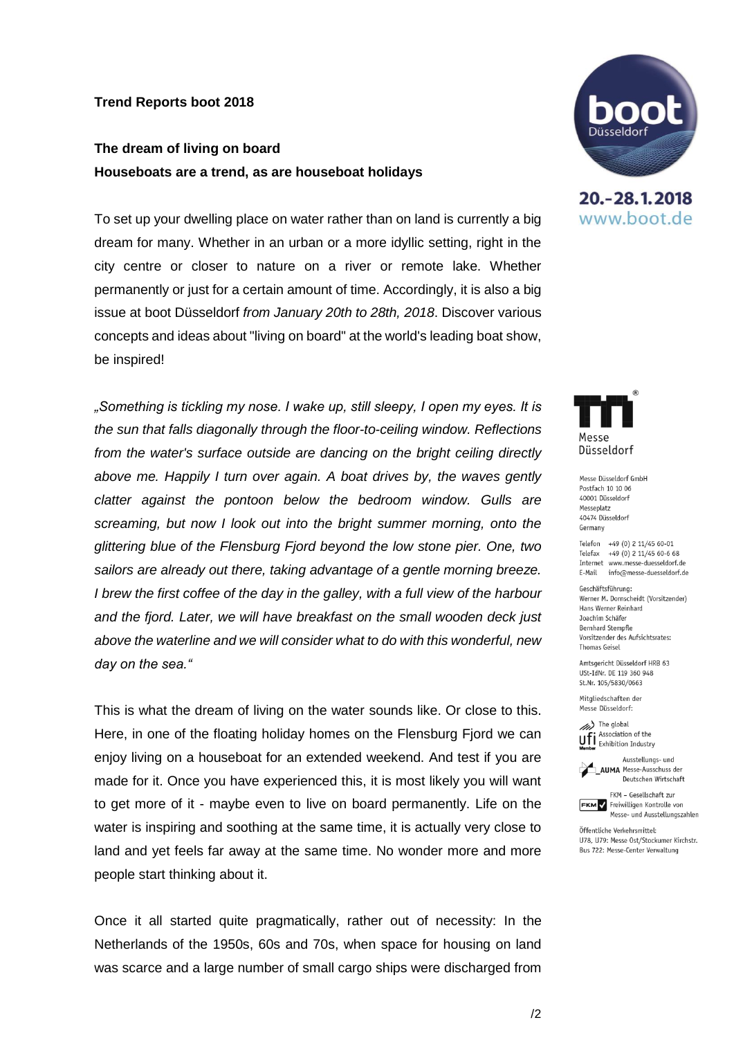**Trend Reports boot 2018**

## The dream of living on board
## Houseboats are a trend, as are houseboat holidays

To set up your dwelling place on water rather than on land is currently a big dream for many. Whether in an urban or a more idyllic setting, right in the city centre or closer to nature on a river or remote lake. Whether permanently or just for a certain amount of time. Accordingly, it is also a big issue at boot Düsseldorf *from January 20th to 28th, 2018*. Discover various concepts and ideas about "living on board" at the world's leading boat show, be inspired!

*„Something is tickling my nose. I wake up, still sleepy, I open my eyes. It is the sun that falls diagonally through the floor-to-ceiling window. Reflections from the water's surface outside are dancing on the bright ceiling directly above me. Happily I turn over again. A boat drives by, the waves gently clatter against the pontoon below the bedroom window. Gulls are screaming, but now I look out into the bright summer morning, onto the glittering blue of the Flensburg Fjord beyond the low stone pier. One, two sailors are already out there, taking advantage of a gentle morning breeze. I brew the first coffee of the day in the galley, with a full view of the harbour and the fjord. Later, we will have breakfast on the small wooden deck just above the waterline and we will consider what to do with this wonderful, new day on the sea."*

This is what the dream of living on the water sounds like. Or close to this. Here, in one of the floating holiday homes on the Flensburg Fjord we can enjoy living on a houseboat for an extended weekend. And test if you are made for it. Once you have experienced this, it is most likely you will want to get more of it - maybe even to live on board permanently. Life on the water is inspiring and soothing at the same time, it is actually very close to land and yet feels far away at the same time. No wonder more and more people start thinking about it.

Once it all started quite pragmatically, rather out of necessity: In the Netherlands of the 1950s, 60s and 70s, when space for housing on land was scarce and a large number of small cargo ships were discharged from

20.-28.1.2018
www.boot.de

Messe Düsseldorf GmbH
Postfach 10 10 06
40001 Düsseldorf
Messeplatz
40474 Düsseldorf
Germany

Telefon +49 (0) 2 11/45 60-01
Telefax +49 (0) 2 11/45 60-6 68
Internet www.messe-duesseldorf.de
E-Mail info@messe-duesseldorf.de

Geschäftsführung:
Werner M. Dornscheidt (Vorsitzender)
Hans Werner Reinhard
Joachim Schäfer
Bernhard Stempfle
Vorsitzender des Aufsichtsrates:
Thomas Geisel

Amtsgericht Düsseldorf HRB 63
USt-IdNr. DE 119 360 948
St.Nr. 105/5830/0663

Mitgliedschaften der
Messe Düsseldorf:

The global Association of the Exhibition Industry

Ausstellungs- und Messe-Ausschuss der Deutschen Wirtschaft

FKM – Gesellschaft zur Freiwilligen Kontrolle von Messe- und Ausstellungszahlen

Öffentliche Verkehrsmittel:
U78, U79: Messe Ost/Stockumer Kirchstr.
Bus 722: Messe-Center Verwaltung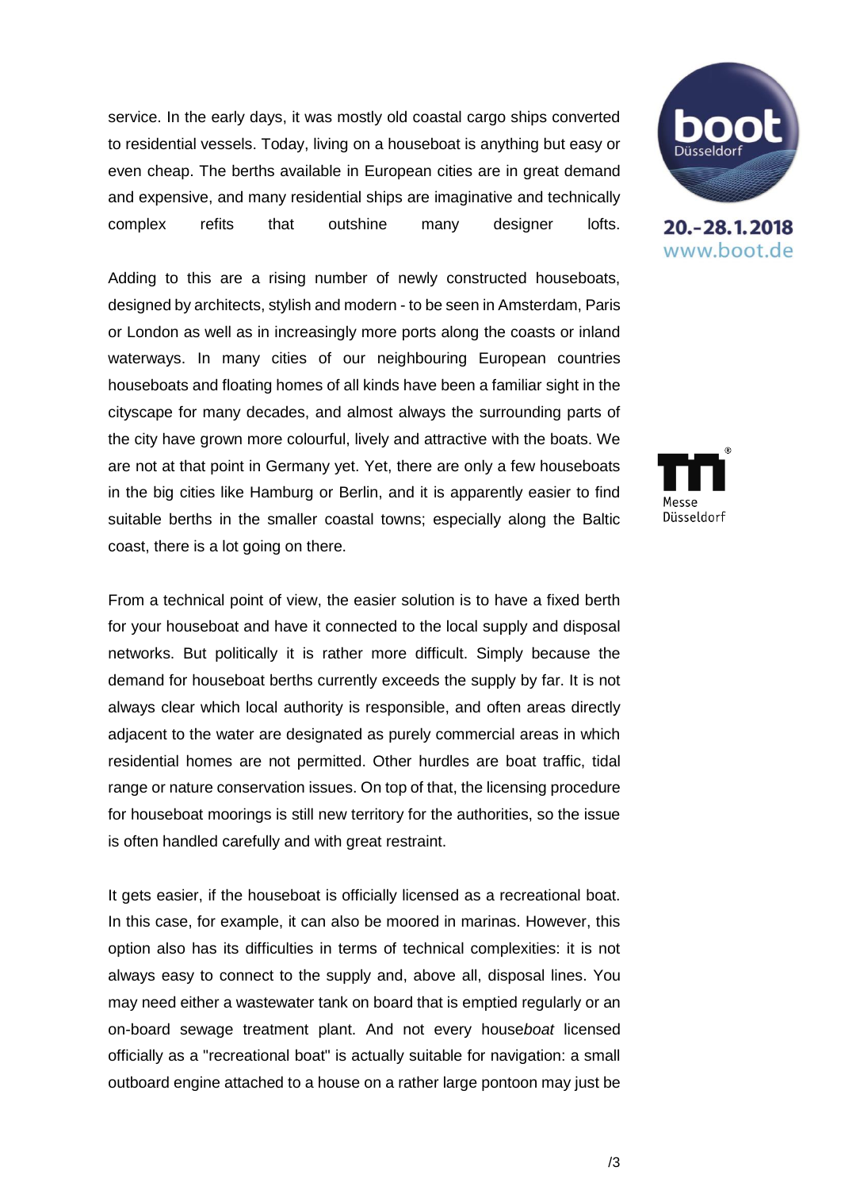service. In the early days, it was mostly old coastal cargo ships converted to residential vessels. Today, living on a houseboat is anything but easy or even cheap. The berths available in European cities are in great demand and expensive, and many residential ships are imaginative and technically complex refits that outshine many designer lofts.

Adding to this are a rising number of newly constructed houseboats, designed by architects, stylish and modern - to be seen in Amsterdam, Paris or London as well as in increasingly more ports along the coasts or inland waterways. In many cities of our neighbouring European countries houseboats and floating homes of all kinds have been a familiar sight in the cityscape for many decades, and almost always the surrounding parts of the city have grown more colourful, lively and attractive with the boats. We are not at that point in Germany yet. Yet, there are only a few houseboats in the big cities like Hamburg or Berlin, and it is apparently easier to find suitable berths in the smaller coastal towns; especially along the Baltic coast, there is a lot going on there.

From a technical point of view, the easier solution is to have a fixed berth for your houseboat and have it connected to the local supply and disposal networks. But politically it is rather more difficult. Simply because the demand for houseboat berths currently exceeds the supply by far. It is not always clear which local authority is responsible, and often areas directly adjacent to the water are designated as purely commercial areas in which residential homes are not permitted. Other hurdles are boat traffic, tidal range or nature conservation issues. On top of that, the licensing procedure for houseboat moorings is still new territory for the authorities, so the issue is often handled carefully and with great restraint.

It gets easier, if the houseboat is officially licensed as a recreational boat. In this case, for example, it can also be moored in marinas. However, this option also has its difficulties in terms of technical complexities: it is not always easy to connect to the supply and, above all, disposal lines. You may need either a wastewater tank on board that is emptied regularly or an on-board sewage treatment plant. And not every house*boat* licensed officially as a "recreational boat" is actually suitable for navigation: a small outboard engine attached to a house on a rather large pontoon may just be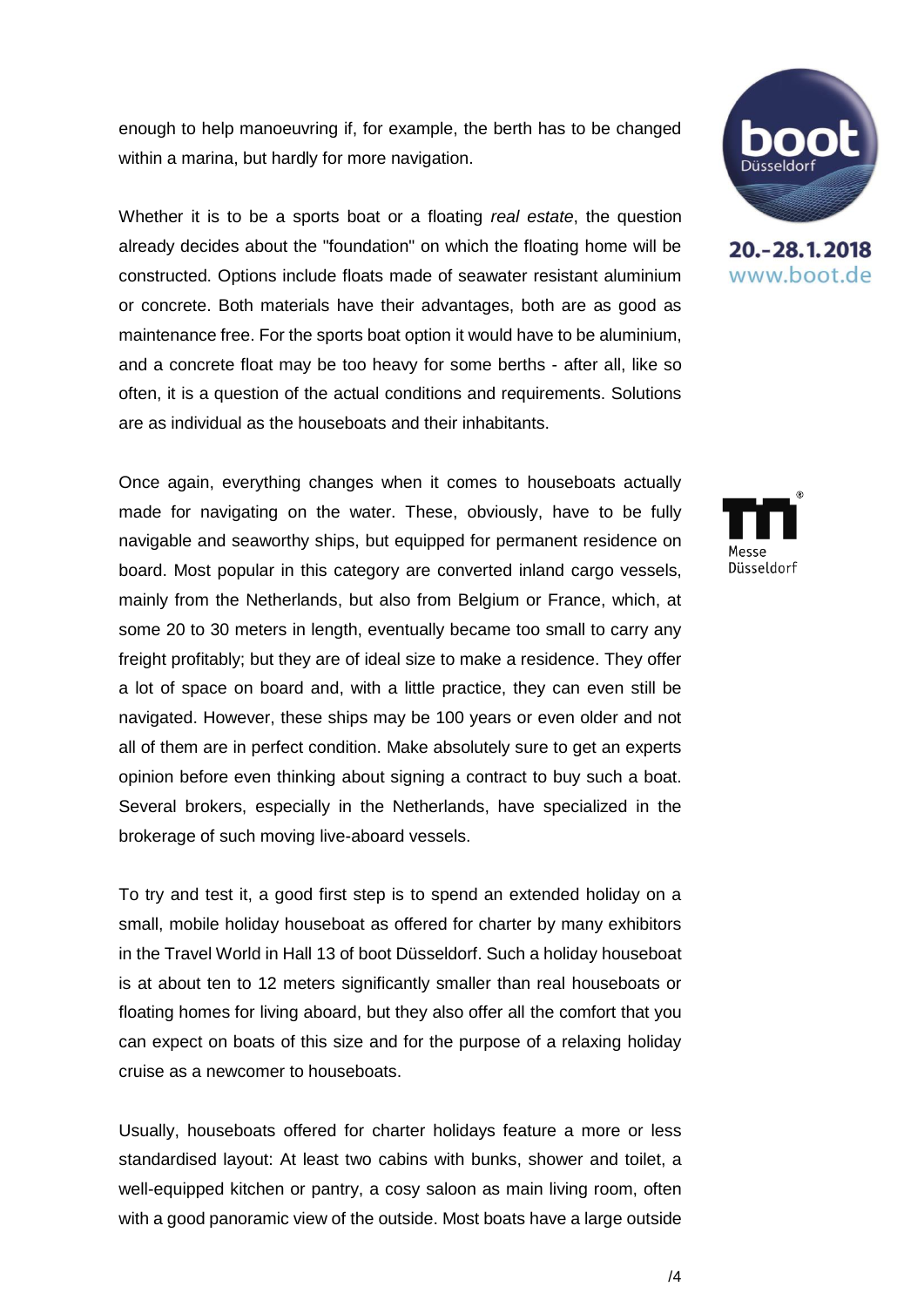enough to help manoeuvring if, for example, the berth has to be changed within a marina, but hardly for more navigation.

Whether it is to be a sports boat or a floating *real estate*, the question already decides about the "foundation" on which the floating home will be constructed. Options include floats made of seawater resistant aluminium or concrete. Both materials have their advantages, both are as good as maintenance free. For the sports boat option it would have to be aluminium, and a concrete float may be too heavy for some berths - after all, like so often, it is a question of the actual conditions and requirements. Solutions are as individual as the houseboats and their inhabitants.

Once again, everything changes when it comes to houseboats actually made for navigating on the water. These, obviously, have to be fully navigable and seaworthy ships, but equipped for permanent residence on board. Most popular in this category are converted inland cargo vessels, mainly from the Netherlands, but also from Belgium or France, which, at some 20 to 30 meters in length, eventually became too small to carry any freight profitably; but they are of ideal size to make a residence. They offer a lot of space on board and, with a little practice, they can even still be navigated. However, these ships may be 100 years or even older and not all of them are in perfect condition. Make absolutely sure to get an experts opinion before even thinking about signing a contract to buy such a boat. Several brokers, especially in the Netherlands, have specialized in the brokerage of such moving live-aboard vessels.

To try and test it, a good first step is to spend an extended holiday on a small, mobile holiday houseboat as offered for charter by many exhibitors in the Travel World in Hall 13 of boot Düsseldorf. Such a holiday houseboat is at about ten to 12 meters significantly smaller than real houseboats or floating homes for living aboard, but they also offer all the comfort that you can expect on boats of this size and for the purpose of a relaxing holiday cruise as a newcomer to houseboats.

Usually, houseboats offered for charter holidays feature a more or less standardised layout: At least two cabins with bunks, shower and toilet, a well-equipped kitchen or pantry, a cosy saloon as main living room, often with a good panoramic view of the outside. Most boats have a large outside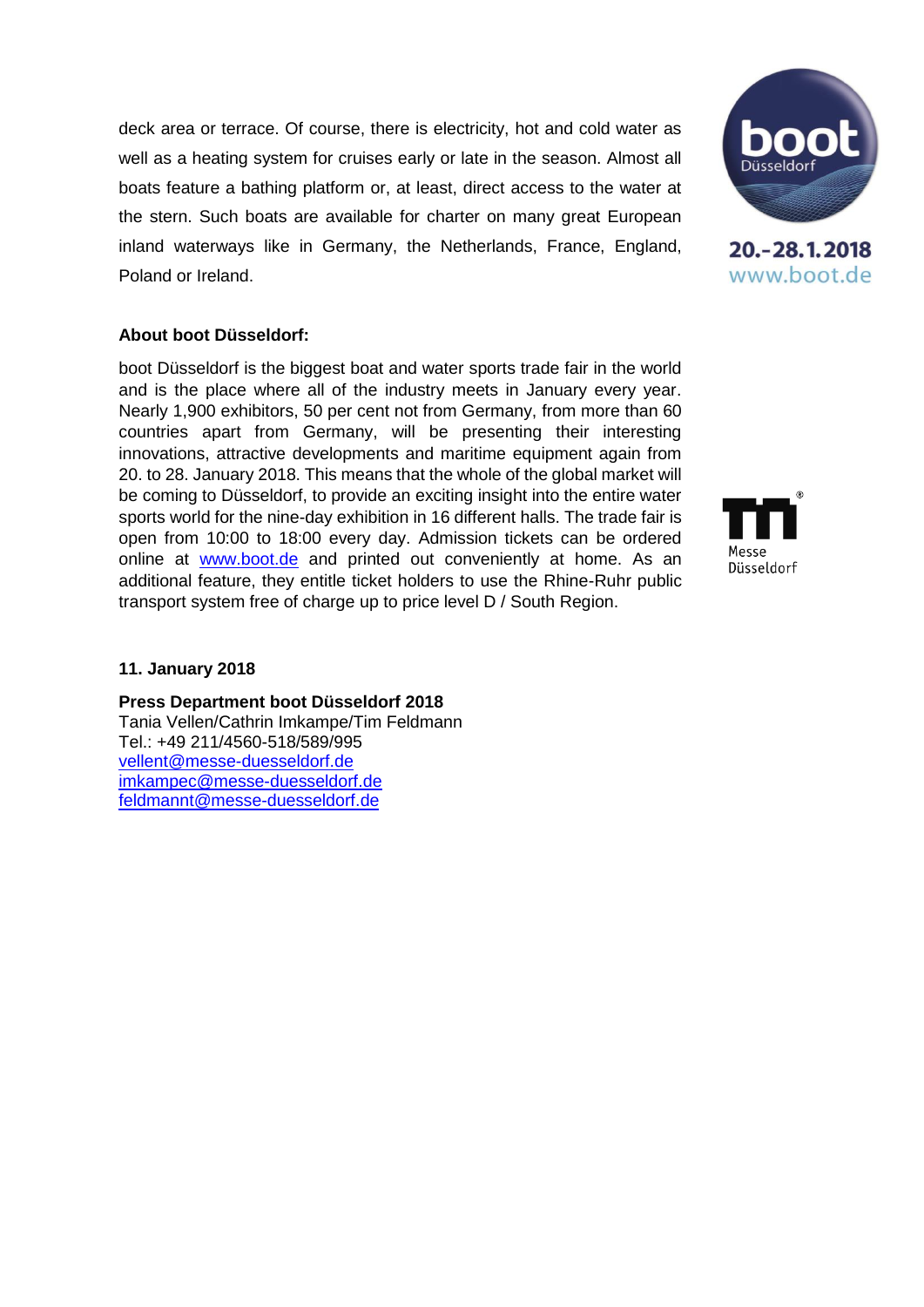deck area or terrace. Of course, there is electricity, hot and cold water as well as a heating system for cruises early or late in the season. Almost all boats feature a bathing platform or, at least, direct access to the water at the stern. Such boats are available for charter on many great European inland waterways like in Germany, the Netherlands, France, England, Poland or Ireland.

**About boot Düsseldorf:**

boot Düsseldorf is the biggest boat and water sports trade fair in the world and is the place where all of the industry meets in January every year. Nearly 1,900 exhibitors, 50 per cent not from Germany, from more than 60 countries apart from Germany, will be presenting their interesting innovations, attractive developments and maritime equipment again from 20. to 28. January 2018. This means that the whole of the global market will be coming to Düsseldorf, to provide an exciting insight into the entire water sports world for the nine-day exhibition in 16 different halls. The trade fair is open from 10:00 to 18:00 every day. Admission tickets can be ordered online at www.boot.de and printed out conveniently at home. As an additional feature, they entitle ticket holders to use the Rhine-Ruhr public transport system free of charge up to price level D / South Region.

**11. January 2018**

**Press Department boot Düsseldorf 2018**
Tania Vellen/Cathrin Imkampe/Tim Feldmann
Tel.: +49 211/4560-518/589/995
vellent@messe-duesseldorf.de
imkampec@messe-duesseldorf.de
feldmannt@messe-duesseldorf.de